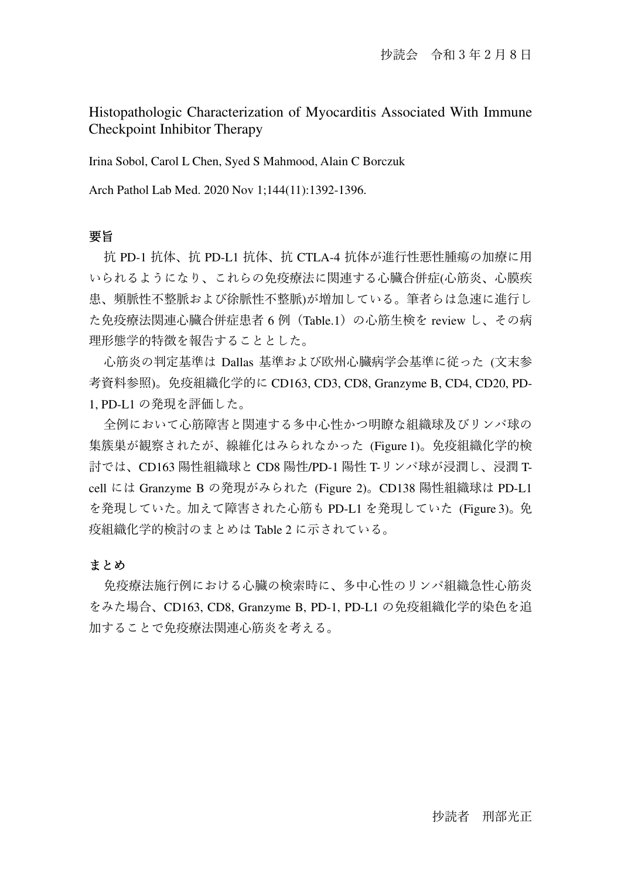抄読会　令和３年２月８日

Histopathologic Characterization of Myocarditis Associated With Immune Checkpoint Inhibitor Therapy

Irina Sobol, Carol L Chen, Syed S Mahmood, Alain C Borczuk

Arch Pathol Lab Med. 2020 Nov 1;144(11):1392-1396.

## 要旨

抗 PD-1 抗体、抗 PD-L1 抗体、抗 CTLA-4 抗体が進行性悪性腫瘍の加療に用いられるようになり、これらの免疫療法に関連する心臓合併症(心筋炎、心膜疾患、頻脈性不整脈および徐脈性不整脈)が増加している。筆者らは急速に進行した免疫療法関連心臓合併症患者 6 例（Table.1）の心筋生検を review し、その病理形態学的特徴を報告することとした。

心筋炎の判定基準は Dallas 基準および欧州心臓病学会基準に従った (文末参考資料参照)。免疫組織化学的に CD163, CD3, CD8, Granzyme B, CD4, CD20, PD-1, PD-L1 の発現を評価した。

全例において心筋障害と関連する多中心性かつ明瞭な組織球及びリンパ球の集簇巣が観察されたが、線維化はみられなかった (Figure 1)。免疫組織化学的検討では、CD163 陽性組織球と CD8 陽性/PD-1 陽性 T-リンパ球が浸潤し、浸潤 T-cell には Granzyme B の発現がみられた (Figure 2)。CD138 陽性組織球は PD-L1 を発現していた。加えて障害された心筋も PD-L1 を発現していた (Figure 3)。免疫組織化学的検討のまとめは Table 2 に示されている。

## まとめ

免疫療法施行例における心臓の検索時に、多中心性のリンパ組織急性心筋炎をみた場合、CD163, CD8, Granzyme B, PD-1, PD-L1 の免疫組織化学的染色を追加することで免疫療法関連心筋炎を考える。

抄読者　刑部光正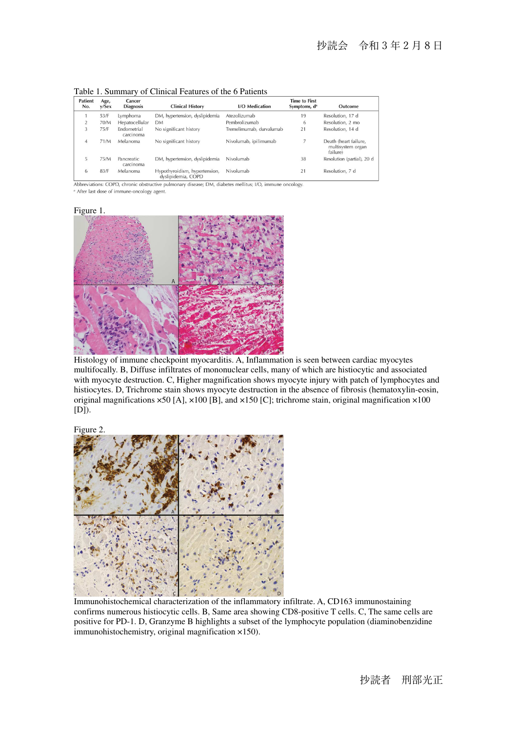Table 1. Summary of Clinical Features of the 6 Patients

| Patient No. | Age, y/Sex | Cancer Diagnosis | Clinical History | I/O Medication | Time to First Symptoms, d[a] | Outcome |
|---|---|---|---|---|---|---|
| 1 | 53/F | Lymphoma | DM, hypertension, dyslipidemia | Atezolizumab | 19 | Resolution, 17 d |
| 2 | 70/M | Hepatocellular | DM | Pembrolizumab | 6 | Resolution, 2 mo |
| 3 | 75/F | Endometrial carcinoma | No significant history | Tremelimumab, durvalumab | 21 | Resolution, 14 d |
| 4 | 71/M | Melanoma | No significant history | Nivolumab, ipilimumab | 7 | Death (heart failure, multisystem organ failure) |
| 5 | 75/M | Pancreatic carcinoma | DM, hypertension, dyslipidemia | Nivolumab | 38 | Resolution (partial), 20 d |
| 6 | 83/F | Melanoma | Hypothyroidism, hypertension, dyslipidemia, COPD | Nivolumab | 21 | Resolution, 7 d |

Abbreviations: COPD, chronic obstructive pulmonary disease; DM, diabetes mellitus; I/O, immune oncology.
[a] After last dose of immune-oncology agent.

Figure 1.

Histology of immune checkpoint myocarditis. A, Inflammation is seen between cardiac myocytes multifocally. B, Diffuse infiltrates of mononuclear cells, many of which are histiocytic and associated with myocyte destruction. C, Higher magnification shows myocyte injury with patch of lymphocytes and histiocytes. D, Trichrome stain shows myocyte destruction in the absence of fibrosis (hematoxylin-eosin, original magnifications ×50 [A], ×100 [B], and ×150 [C]; trichrome stain, original magnification ×100 [D]).

Figure 2.

Immunohistochemical characterization of the inflammatory infiltrate. A, CD163 immunostaining confirms numerous histiocytic cells. B, Same area showing CD8-positive T cells. C, The same cells are positive for PD-1. D, Granzyme B highlights a subset of the lymphocyte population (diaminobenzidine immunohistochemistry, original magnification ×150).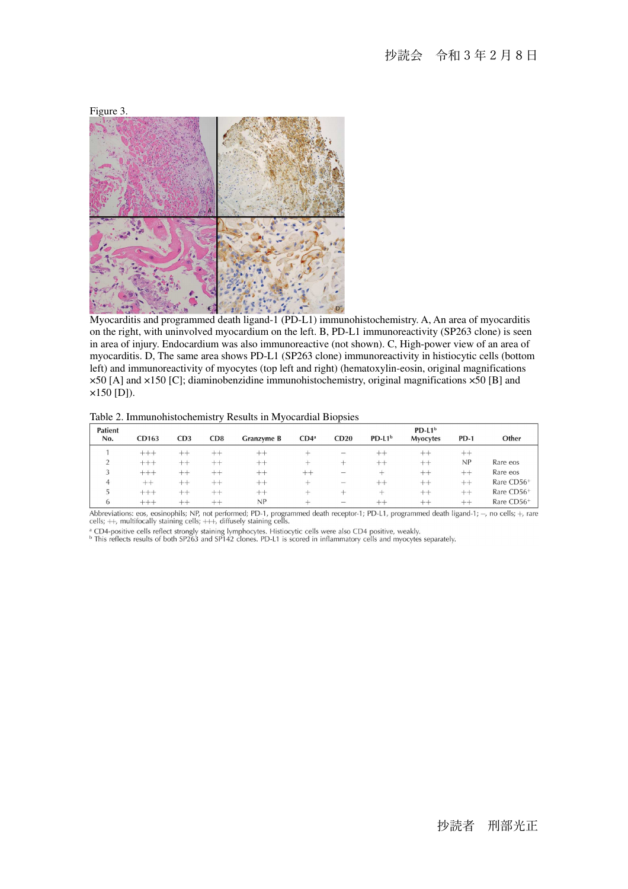Figure 3.

Myocarditis and programmed death ligand-1 (PD-L1) immunohistochemistry. A, An area of myocarditis on the right, with uninvolved myocardium on the left. B, PD-L1 immunoreactivity (SP263 clone) is seen in area of injury. Endocardium was also immunoreactive (not shown). C, High-power view of an area of myocarditis. D, The same area shows PD-L1 (SP263 clone) immunoreactivity in histiocytic cells (bottom left) and immunoreactivity of myocytes (top left and right) (hematoxylin-eosin, original magnifications ×50 [A] and ×150 [C]; diaminobenzidine immunohistochemistry, original magnifications ×50 [B] and ×150 [D]).

Table 2. Immunohistochemistry Results in Myocardial Biopsies

| Patient No. | CD163 | CD3 | CD8 | Granzyme B | CD4[a] | CD20 | PD-L1[b] | PD-L1[b] Myocytes | PD-1 | Other |
|---|---|---|---|---|---|---|---|---|---|---|
| 1 | +++ | ++ | ++ | ++ | + | − | ++ | ++ | ++ | |
| 2 | +++ | ++ | ++ | ++ | + | + | ++ | ++ | NP | Rare eos |
| 3 | +++ | ++ | ++ | ++ | ++ | − | + | ++ | ++ | Rare eos |
| 4 | ++ | ++ | ++ | ++ | + | − | ++ | ++ | ++ | Rare CD56+ |
| 5 | +++ | ++ | ++ | ++ | + | + | + | ++ | ++ | Rare CD56+ |
| 6 | +++ | ++ | ++ | NP | + | − | ++ | ++ | ++ | Rare CD56+ |

Abbreviations: eos, eosinophils; NP, not performed; PD-1, programmed death receptor-1; PD-L1, programmed death ligand-1; −, no cells; +, rare cells; ++, multifocally staining cells; +++, diffusely staining cells.

[a] CD4-positive cells reflect strongly staining lymphocytes. Histiocytic cells were also CD4 positive, weakly.

[b] This reflects results of both SP263 and SP142 clones. PD-L1 is scored in inflammatory cells and myocytes separately.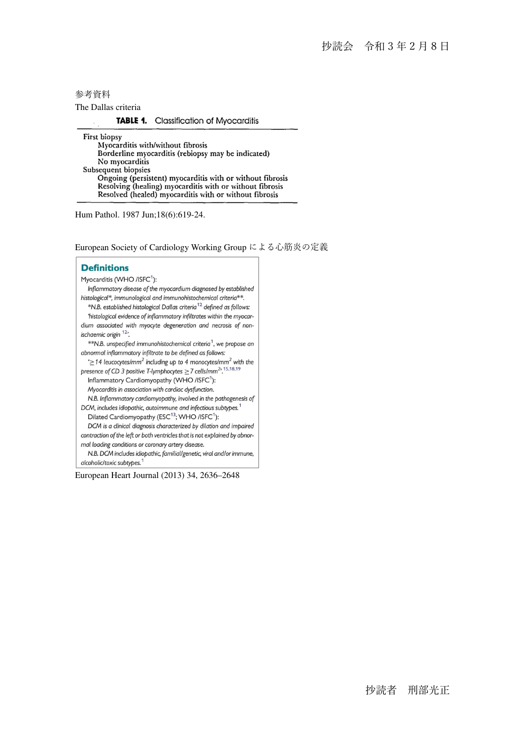抄読会　令和３年２月８日

参考資料

The Dallas criteria

**TABLE 1.** Classification of Myocarditis

First biopsy
- Myocarditis with/without fibrosis
- Borderline myocarditis (rebiopsy may be indicated)
- No myocarditis

Subsequent biopsies
- Ongoing (persistent) myocarditis with or without fibrosis
- Resolving (healing) myocarditis with or without fibrosis
- Resolved (healed) myocarditis with or without fibrosis

Hum Pathol. 1987 Jun;18(6):619-24.

European Society of Cardiology Working Group による心筋炎の定義

**Definitions**

Myocarditis (WHO /ISFC[1]):

*Inflammatory disease of the myocardium diagnosed by established histological*, immunological and immunohistochemical criteria**.*

*\*N.B. established histological Dallas criteria[12] defined as follows: 'histological evidence of inflammatory infiltrates within the myocardium associated with myocyte degeneration and necrosis of non-ischaemic origin [12]'.*

*\*\*N.B. unspecified immunohistochemical criteria[1], we propose an abnormal inflammatory infiltrate to be defined as follows: '≥14 leucocytes/mm² including up to 4 monocytes/mm² with the presence of CD 3 positive T-lymphocytes ≥7 cells/mm²'.[15,18,19]*

Inflammatory Cardiomyopathy (WHO /ISFC[1]):

*Myocarditis in association with cardiac dysfunction.*

*N.B. Inflammatory cardiomyopathy, involved in the pathogenesis of DCM, includes idiopathic, autoimmune and infectious subtypes.[1]*

Dilated Cardiomyopathy (ESC[13]; WHO /ISFC[1]):

*DCM is a clinical diagnosis characterized by dilation and impaired contraction of the left or both ventricles that is not explained by abnormal loading conditions or coronary artery disease.*

*N.B. DCM includes idiopathic, familial/genetic, viral and/or immune, alcoholic/toxic subtypes.[1]*

European Heart Journal (2013) 34, 2636–2648

抄読者　刑部光正